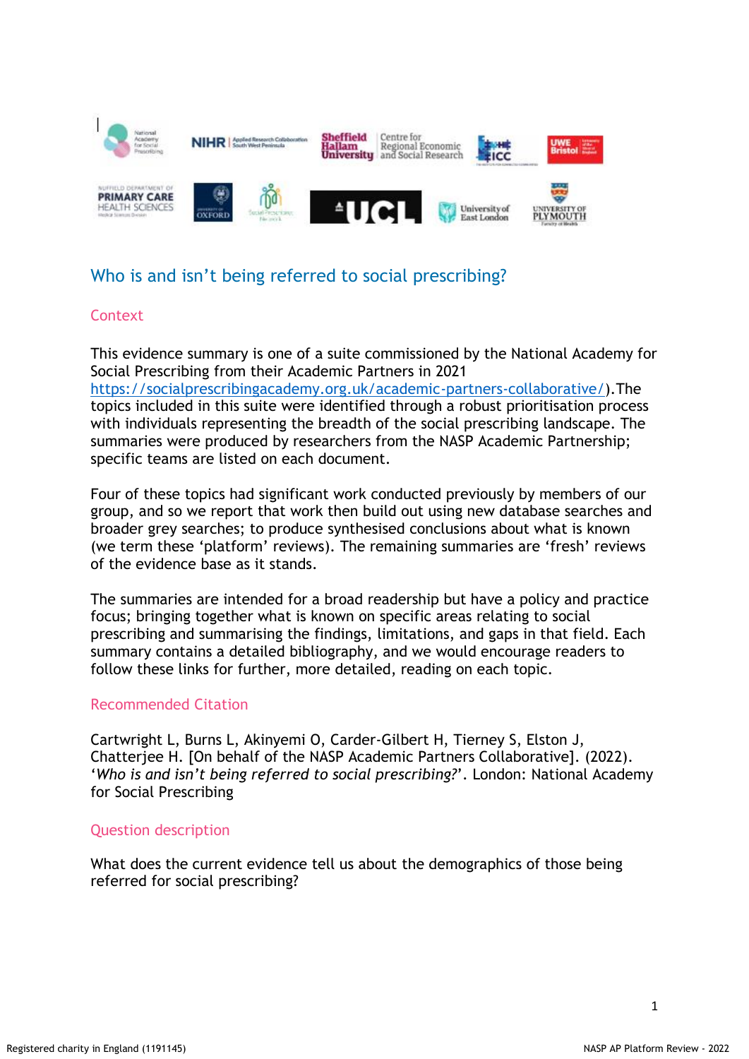# Who is and isn't being referred to social prescribing?

## Context

This evidence summary is one of a suite commissioned by the National Academy for Social Prescribing from their Academic Partners in 2021 https://socialprescribingacademy.org.uk/academic-partners-collaborative/).The topics included in this suite were identified through a robust prioritisation process with individuals representing the breadth of the social prescribing landscape. The summaries were produced by researchers from the NASP Academic Partnership; specific teams are listed on each document.

Four of these topics had significant work conducted previously by members of our group, and so we report that work then build out using new database searches and broader grey searches; to produce synthesised conclusions about what is known (we term these 'platform' reviews). The remaining summaries are 'fresh' reviews of the evidence base as it stands.

The summaries are intended for a broad readership but have a policy and practice focus; bringing together what is known on specific areas relating to social prescribing and summarising the findings, limitations, and gaps in that field. Each summary contains a detailed bibliography, and we would encourage readers to follow these links for further, more detailed, reading on each topic.

## Recommended Citation

Cartwright L, Burns L, Akinyemi O, Carder-Gilbert H, Tierney S, Elston J, Chatterjee H. [On behalf of the NASP Academic Partners Collaborative]. (2022). '*Who is and isn't being referred to social prescribing?*'. London: National Academy for Social Prescribing

## Question description

What does the current evidence tell us about the demographics of those being referred for social prescribing?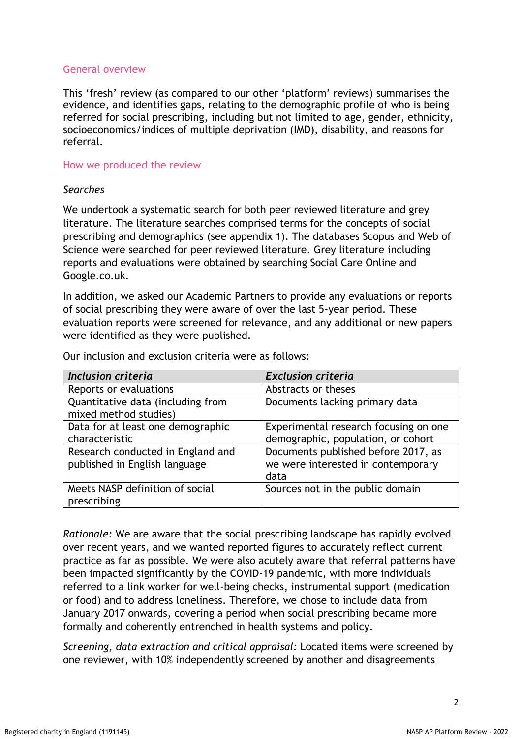## General overview

This 'fresh' review (as compared to our other 'platform' reviews) summarises the evidence, and identifies gaps, relating to the demographic profile of who is being referred for social prescribing, including but not limited to age, gender, ethnicity, socioeconomics/indices of multiple deprivation (IMD), disability, and reasons for referral.

## How we produced the review

*Searches*

We undertook a systematic search for both peer reviewed literature and grey literature. The literature searches comprised terms for the concepts of social prescribing and demographics (see appendix 1). The databases Scopus and Web of Science were searched for peer reviewed literature. Grey literature including reports and evaluations were obtained by searching Social Care Online and Google.co.uk.

In addition, we asked our Academic Partners to provide any evaluations or reports of social prescribing they were aware of over the last 5-year period. These evaluation reports were screened for relevance, and any additional or new papers were identified as they were published.

Our inclusion and exclusion criteria were as follows:

| ***Inclusion criteria*** | ***Exclusion criteria*** |
|---|---|
| Reports or evaluations | Abstracts or theses |
| Quantitative data (including from mixed method studies) | Documents lacking primary data |
| Data for at least one demographic characteristic | Experimental research focusing on one demographic, population, or cohort |
| Research conducted in England and published in English language | Documents published before 2017, as we were interested in contemporary data |
| Meets NASP definition of social prescribing | Sources not in the public domain |

*Rationale:* We are aware that the social prescribing landscape has rapidly evolved over recent years, and we wanted reported figures to accurately reflect current practice as far as possible. We were also acutely aware that referral patterns have been impacted significantly by the COVID-19 pandemic, with more individuals referred to a link worker for well-being checks, instrumental support (medication or food) and to address loneliness. Therefore, we chose to include data from January 2017 onwards, covering a period when social prescribing became more formally and coherently entrenched in health systems and policy.

*Screening, data extraction and critical appraisal:* Located items were screened by one reviewer, with 10% independently screened by another and disagreements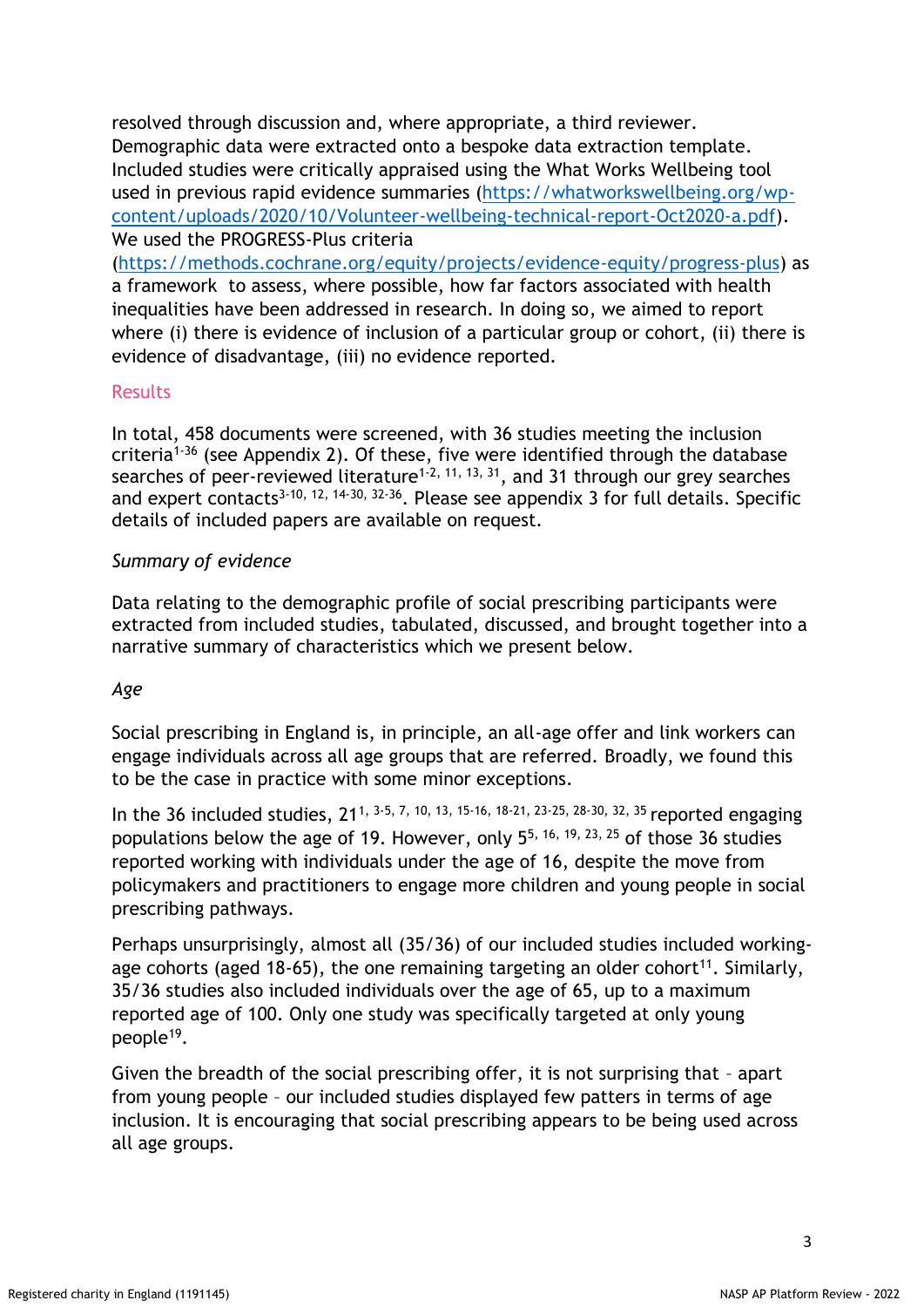resolved through discussion and, where appropriate, a third reviewer. Demographic data were extracted onto a bespoke data extraction template. Included studies were critically appraised using the What Works Wellbeing tool used in previous rapid evidence summaries (https://whatworkswellbeing.org/wp-content/uploads/2020/10/Volunteer-wellbeing-technical-report-Oct2020-a.pdf). We used the PROGRESS-Plus criteria (https://methods.cochrane.org/equity/projects/evidence-equity/progress-plus) as a framework to assess, where possible, how far factors associated with health inequalities have been addressed in research. In doing so, we aimed to report where (i) there is evidence of inclusion of a particular group or cohort, (ii) there is evidence of disadvantage, (iii) no evidence reported.

## Results

In total, 458 documents were screened, with 36 studies meeting the inclusion criteria[1-36] (see Appendix 2). Of these, five were identified through the database searches of peer-reviewed literature[1-2, 11, 13, 31], and 31 through our grey searches and expert contacts[3-10, 12, 14-30, 32-36]. Please see appendix 3 for full details. Specific details of included papers are available on request.

### *Summary of evidence*

Data relating to the demographic profile of social prescribing participants were extracted from included studies, tabulated, discussed, and brought together into a narrative summary of characteristics which we present below.

### *Age*

Social prescribing in England is, in principle, an all-age offer and link workers can engage individuals across all age groups that are referred. Broadly, we found this to be the case in practice with some minor exceptions.

In the 36 included studies, 21[1, 3-5, 7, 10, 13, 15-16, 18-21, 23-25, 28-30, 32, 35] reported engaging populations below the age of 19. However, only 5[5, 16, 19, 23, 25] of those 36 studies reported working with individuals under the age of 16, despite the move from policymakers and practitioners to engage more children and young people in social prescribing pathways.

Perhaps unsurprisingly, almost all (35/36) of our included studies included working-age cohorts (aged 18-65), the one remaining targeting an older cohort[11]. Similarly, 35/36 studies also included individuals over the age of 65, up to a maximum reported age of 100. Only one study was specifically targeted at only young people[19].

Given the breadth of the social prescribing offer, it is not surprising that – apart from young people – our included studies displayed few patters in terms of age inclusion. It is encouraging that social prescribing appears to be being used across all age groups.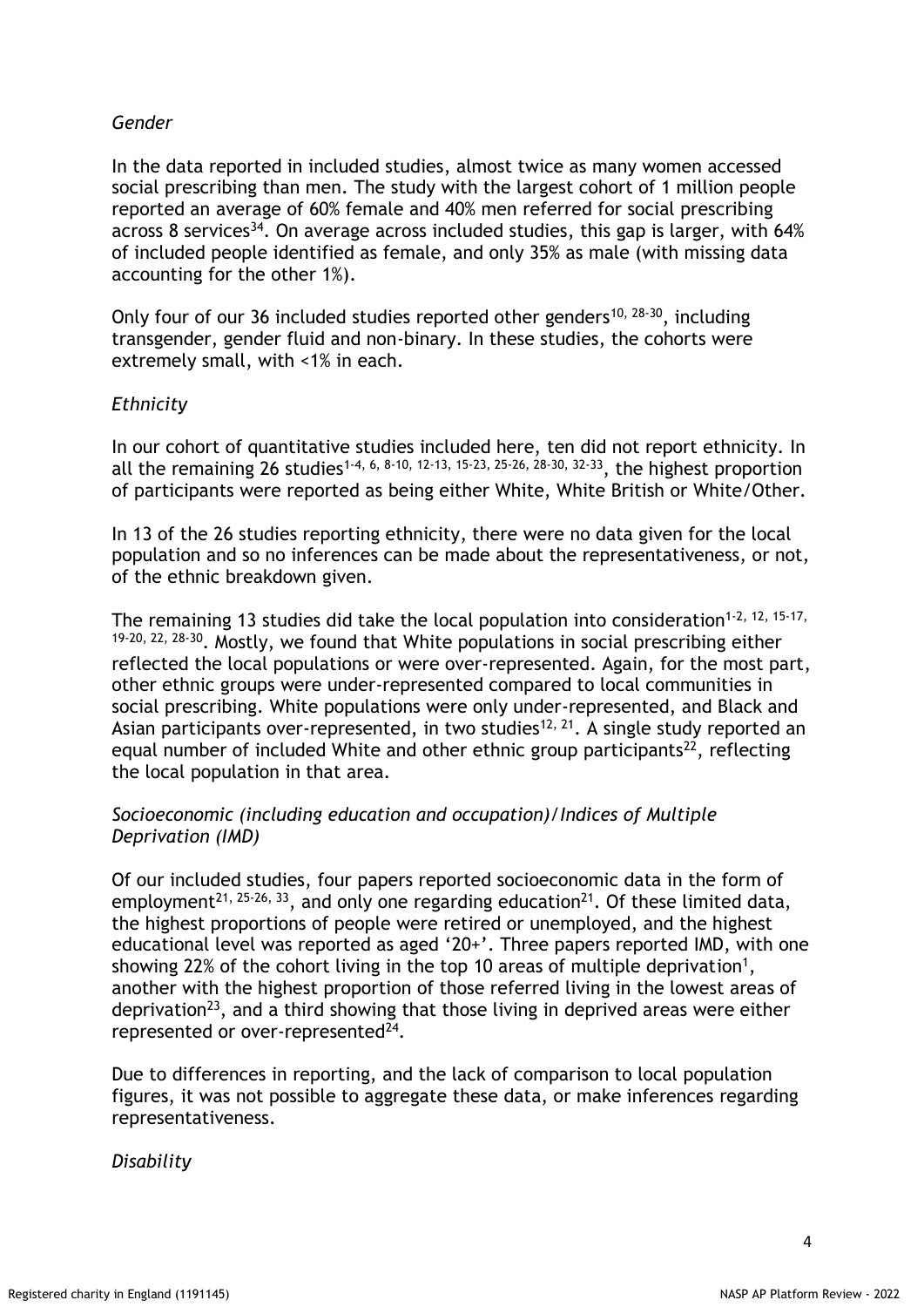*Gender*

In the data reported in included studies, almost twice as many women accessed social prescribing than men. The study with the largest cohort of 1 million people reported an average of 60% female and 40% men referred for social prescribing across 8 services[34]. On average across included studies, this gap is larger, with 64% of included people identified as female, and only 35% as male (with missing data accounting for the other 1%).

Only four of our 36 included studies reported other genders[10, 28-30], including transgender, gender fluid and non-binary. In these studies, the cohorts were extremely small, with <1% in each.

*Ethnicity*

In our cohort of quantitative studies included here, ten did not report ethnicity. In all the remaining 26 studies[1-4, 6, 8-10, 12-13, 15-23, 25-26, 28-30, 32-33], the highest proportion of participants were reported as being either White, White British or White/Other.

In 13 of the 26 studies reporting ethnicity, there were no data given for the local population and so no inferences can be made about the representativeness, or not, of the ethnic breakdown given.

The remaining 13 studies did take the local population into consideration[1-2, 12, 15-17, 19-20, 22, 28-30]. Mostly, we found that White populations in social prescribing either reflected the local populations or were over-represented. Again, for the most part, other ethnic groups were under-represented compared to local communities in social prescribing. White populations were only under-represented, and Black and Asian participants over-represented, in two studies[12, 21]. A single study reported an equal number of included White and other ethnic group participants[22], reflecting the local population in that area.

*Socioeconomic (including education and occupation)/Indices of Multiple Deprivation (IMD)*

Of our included studies, four papers reported socioeconomic data in the form of employment[21, 25-26, 33], and only one regarding education[21]. Of these limited data, the highest proportions of people were retired or unemployed, and the highest educational level was reported as aged '20+'. Three papers reported IMD, with one showing 22% of the cohort living in the top 10 areas of multiple deprivation[1], another with the highest proportion of those referred living in the lowest areas of deprivation[23], and a third showing that those living in deprived areas were either represented or over-represented[24].

Due to differences in reporting, and the lack of comparison to local population figures, it was not possible to aggregate these data, or make inferences regarding representativeness.

*Disability*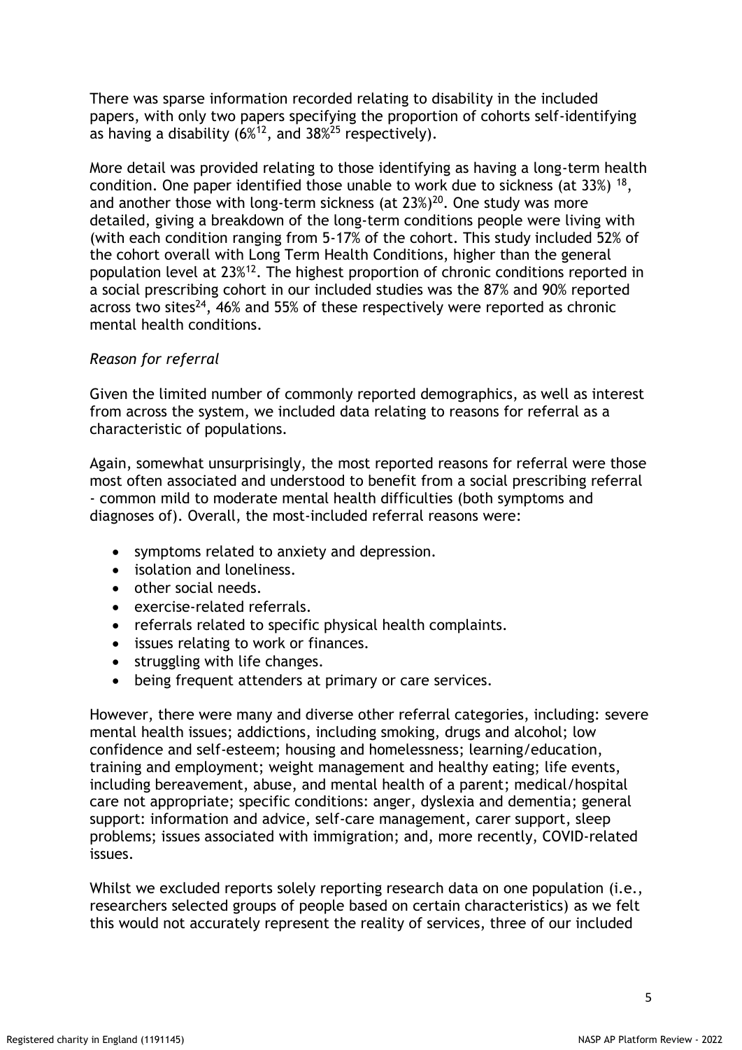There was sparse information recorded relating to disability in the included papers, with only two papers specifying the proportion of cohorts self-identifying as having a disability (6%[12], and 38%[25] respectively).

More detail was provided relating to those identifying as having a long-term health condition. One paper identified those unable to work due to sickness (at 33%) [18], and another those with long-term sickness (at 23%)[20]. One study was more detailed, giving a breakdown of the long-term conditions people were living with (with each condition ranging from 5-17% of the cohort. This study included 52% of the cohort overall with Long Term Health Conditions, higher than the general population level at 23%[12]. The highest proportion of chronic conditions reported in a social prescribing cohort in our included studies was the 87% and 90% reported across two sites[24], 46% and 55% of these respectively were reported as chronic mental health conditions.

*Reason for referral*

Given the limited number of commonly reported demographics, as well as interest from across the system, we included data relating to reasons for referral as a characteristic of populations.

Again, somewhat unsurprisingly, the most reported reasons for referral were those most often associated and understood to benefit from a social prescribing referral - common mild to moderate mental health difficulties (both symptoms and diagnoses of). Overall, the most-included referral reasons were:

- symptoms related to anxiety and depression.
- isolation and loneliness.
- other social needs.
- exercise-related referrals.
- referrals related to specific physical health complaints.
- issues relating to work or finances.
- struggling with life changes.
- being frequent attenders at primary or care services.

However, there were many and diverse other referral categories, including: severe mental health issues; addictions, including smoking, drugs and alcohol; low confidence and self-esteem; housing and homelessness; learning/education, training and employment; weight management and healthy eating; life events, including bereavement, abuse, and mental health of a parent; medical/hospital care not appropriate; specific conditions: anger, dyslexia and dementia; general support: information and advice, self-care management, carer support, sleep problems; issues associated with immigration; and, more recently, COVID-related issues.

Whilst we excluded reports solely reporting research data on one population (i.e., researchers selected groups of people based on certain characteristics) as we felt this would not accurately represent the reality of services, three of our included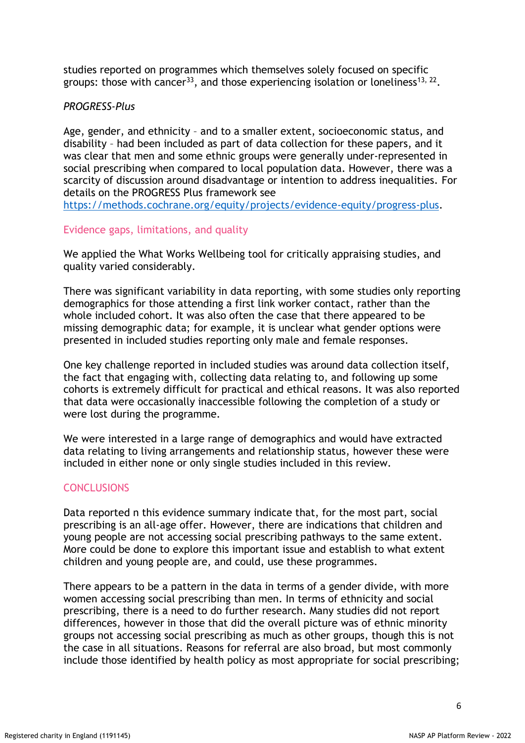studies reported on programmes which themselves solely focused on specific groups: those with cancer[33], and those experiencing isolation or loneliness[13, 22].

*PROGRESS-Plus*

Age, gender, and ethnicity – and to a smaller extent, socioeconomic status, and disability – had been included as part of data collection for these papers, and it was clear that men and some ethnic groups were generally under-represented in social prescribing when compared to local population data. However, there was a scarcity of discussion around disadvantage or intention to address inequalities. For details on the PROGRESS Plus framework see https://methods.cochrane.org/equity/projects/evidence-equity/progress-plus.

## Evidence gaps, limitations, and quality

We applied the What Works Wellbeing tool for critically appraising studies, and quality varied considerably.

There was significant variability in data reporting, with some studies only reporting demographics for those attending a first link worker contact, rather than the whole included cohort. It was also often the case that there appeared to be missing demographic data; for example, it is unclear what gender options were presented in included studies reporting only male and female responses.

One key challenge reported in included studies was around data collection itself, the fact that engaging with, collecting data relating to, and following up some cohorts is extremely difficult for practical and ethical reasons. It was also reported that data were occasionally inaccessible following the completion of a study or were lost during the programme.

We were interested in a large range of demographics and would have extracted data relating to living arrangements and relationship status, however these were included in either none or only single studies included in this review.

## CONCLUSIONS

Data reported n this evidence summary indicate that, for the most part, social prescribing is an all-age offer. However, there are indications that children and young people are not accessing social prescribing pathways to the same extent. More could be done to explore this important issue and establish to what extent children and young people are, and could, use these programmes.

There appears to be a pattern in the data in terms of a gender divide, with more women accessing social prescribing than men. In terms of ethnicity and social prescribing, there is a need to do further research. Many studies did not report differences, however in those that did the overall picture was of ethnic minority groups not accessing social prescribing as much as other groups, though this is not the case in all situations. Reasons for referral are also broad, but most commonly include those identified by health policy as most appropriate for social prescribing;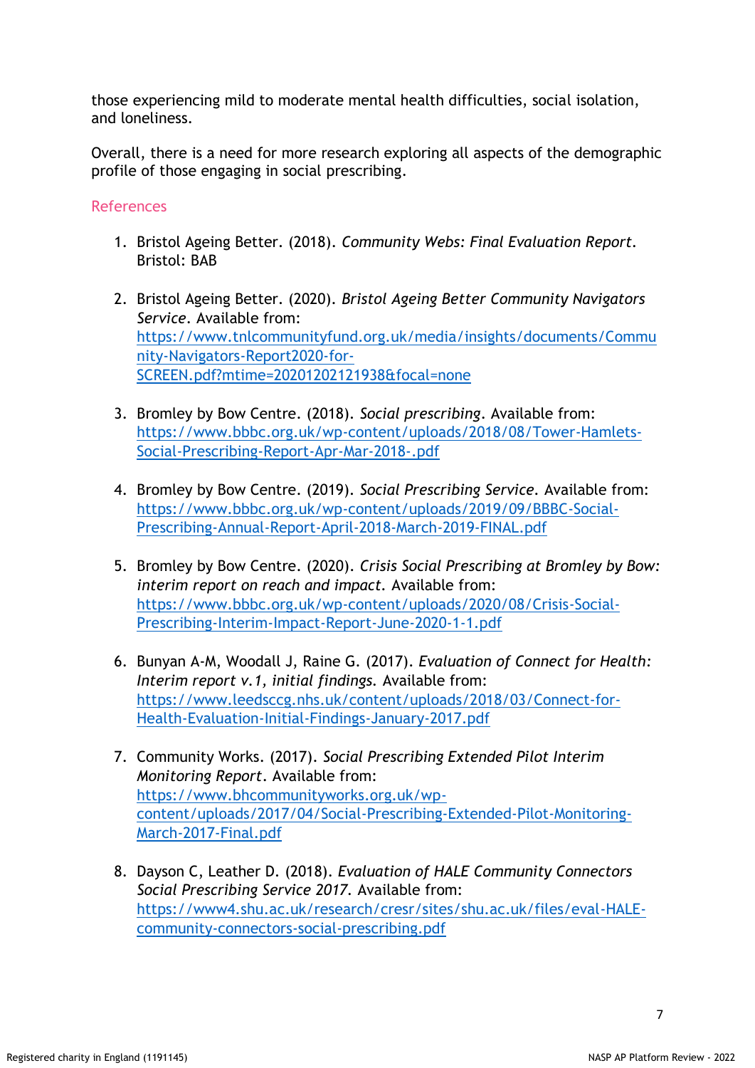those experiencing mild to moderate mental health difficulties, social isolation, and loneliness.

Overall, there is a need for more research exploring all aspects of the demographic profile of those engaging in social prescribing.

## References

1. Bristol Ageing Better. (2018). *Community Webs: Final Evaluation Report*. Bristol: BAB

2. Bristol Ageing Better. (2020). *Bristol Ageing Better Community Navigators Service*. Available from: https://www.tnlcommunityfund.org.uk/media/insights/documents/Community-Navigators-Report2020-for-SCREEN.pdf?mtime=20201202121938&focal=none

3. Bromley by Bow Centre. (2018). *Social prescribing*. Available from: https://www.bbbc.org.uk/wp-content/uploads/2018/08/Tower-Hamlets-Social-Prescribing-Report-Apr-Mar-2018-.pdf

4. Bromley by Bow Centre. (2019). *Social Prescribing Service*. Available from: https://www.bbbc.org.uk/wp-content/uploads/2019/09/BBBC-Social-Prescribing-Annual-Report-April-2018-March-2019-FINAL.pdf

5. Bromley by Bow Centre. (2020). *Crisis Social Prescribing at Bromley by Bow: interim report on reach and impact*. Available from: https://www.bbbc.org.uk/wp-content/uploads/2020/08/Crisis-Social-Prescribing-Interim-Impact-Report-June-2020-1-1.pdf

6. Bunyan A-M, Woodall J, Raine G. (2017). *Evaluation of Connect for Health: Interim report v.1, initial findings.* Available from: https://www.leedsccg.nhs.uk/content/uploads/2018/03/Connect-for-Health-Evaluation-Initial-Findings-January-2017.pdf

7. Community Works. (2017). *Social Prescribing Extended Pilot Interim Monitoring Report*. Available from: https://www.bhcommunityworks.org.uk/wp-content/uploads/2017/04/Social-Prescribing-Extended-Pilot-Monitoring-March-2017-Final.pdf

8. Dayson C, Leather D. (2018). *Evaluation of HALE Community Connectors Social Prescribing Service 2017.* Available from: https://www4.shu.ac.uk/research/cresr/sites/shu.ac.uk/files/eval-HALE-community-connectors-social-prescribing.pdf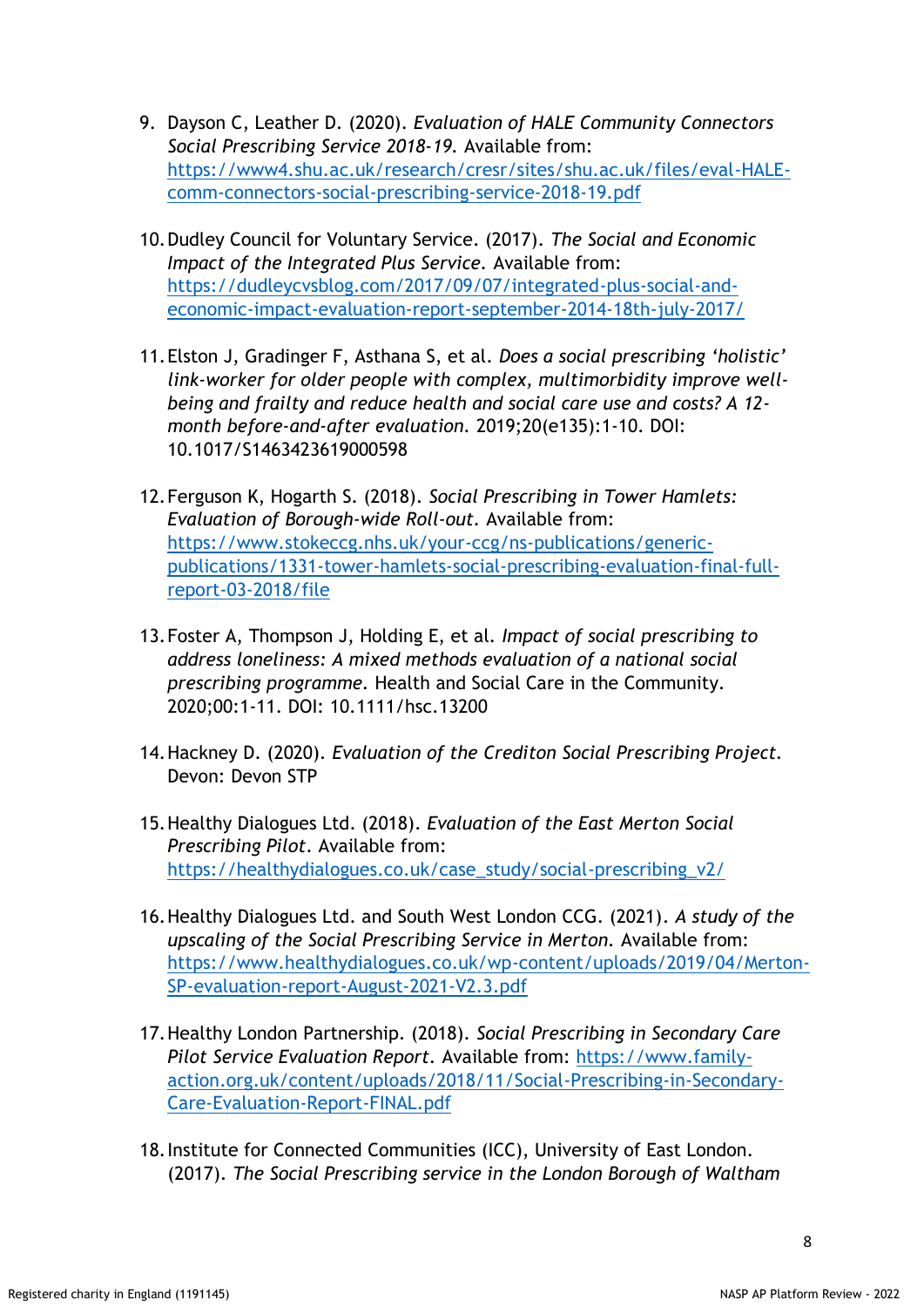9. Dayson C, Leather D. (2020). *Evaluation of HALE Community Connectors Social Prescribing Service 2018-19.* Available from: [https://www4.shu.ac.uk/research/cresr/sites/shu.ac.uk/files/eval-HALE-comm-connectors-social-prescribing-service-2018-19.pdf](https://www4.shu.ac.uk/research/cresr/sites/shu.ac.uk/files/eval-HALE-comm-connectors-social-prescribing-service-2018-19.pdf)

10. Dudley Council for Voluntary Service. (2017). *The Social and Economic Impact of the Integrated Plus Service.* Available from: [https://dudleycvsblog.com/2017/09/07/integrated-plus-social-and-economic-impact-evaluation-report-september-2014-18th-july-2017/](https://dudleycvsblog.com/2017/09/07/integrated-plus-social-and-economic-impact-evaluation-report-september-2014-18th-july-2017/)

11. Elston J, Gradinger F, Asthana S, et al. *Does a social prescribing 'holistic' link-worker for older people with complex, multimorbidity improve well-being and frailty and reduce health and social care use and costs? A 12-month before-and-after evaluation.* 2019;20(e135):1-10. DOI: 10.1017/S1463423619000598

12. Ferguson K, Hogarth S. (2018). *Social Prescribing in Tower Hamlets: Evaluation of Borough-wide Roll-out.* Available from: [https://www.stokeccg.nhs.uk/your-ccg/ns-publications/generic-publications/1331-tower-hamlets-social-prescribing-evaluation-final-full-report-03-2018/file](https://www.stokeccg.nhs.uk/your-ccg/ns-publications/generic-publications/1331-tower-hamlets-social-prescribing-evaluation-final-full-report-03-2018/file)

13. Foster A, Thompson J, Holding E, et al. *Impact of social prescribing to address loneliness: A mixed methods evaluation of a national social prescribing programme.* Health and Social Care in the Community. 2020;00:1-11. DOI: 10.1111/hsc.13200

14. Hackney D. (2020). *Evaluation of the Crediton Social Prescribing Project.* Devon: Devon STP

15. Healthy Dialogues Ltd. (2018). *Evaluation of the East Merton Social Prescribing Pilot.* Available from: [https://healthydialogues.co.uk/case_study/social-prescribing_v2/](https://healthydialogues.co.uk/case_study/social-prescribing_v2/)

16. Healthy Dialogues Ltd. and South West London CCG. (2021). *A study of the upscaling of the Social Prescribing Service in Merton.* Available from: [https://www.healthydialogues.co.uk/wp-content/uploads/2019/04/Merton-SP-evaluation-report-August-2021-V2.3.pdf](https://www.healthydialogues.co.uk/wp-content/uploads/2019/04/Merton-SP-evaluation-report-August-2021-V2.3.pdf)

17. Healthy London Partnership. (2018). *Social Prescribing in Secondary Care Pilot Service Evaluation Report.* Available from: [https://www.family-action.org.uk/content/uploads/2018/11/Social-Prescribing-in-Secondary-Care-Evaluation-Report-FINAL.pdf](https://www.family-action.org.uk/content/uploads/2018/11/Social-Prescribing-in-Secondary-Care-Evaluation-Report-FINAL.pdf)

18. Institute for Connected Communities (ICC), University of East London. (2017). *The Social Prescribing service in the London Borough of Waltham*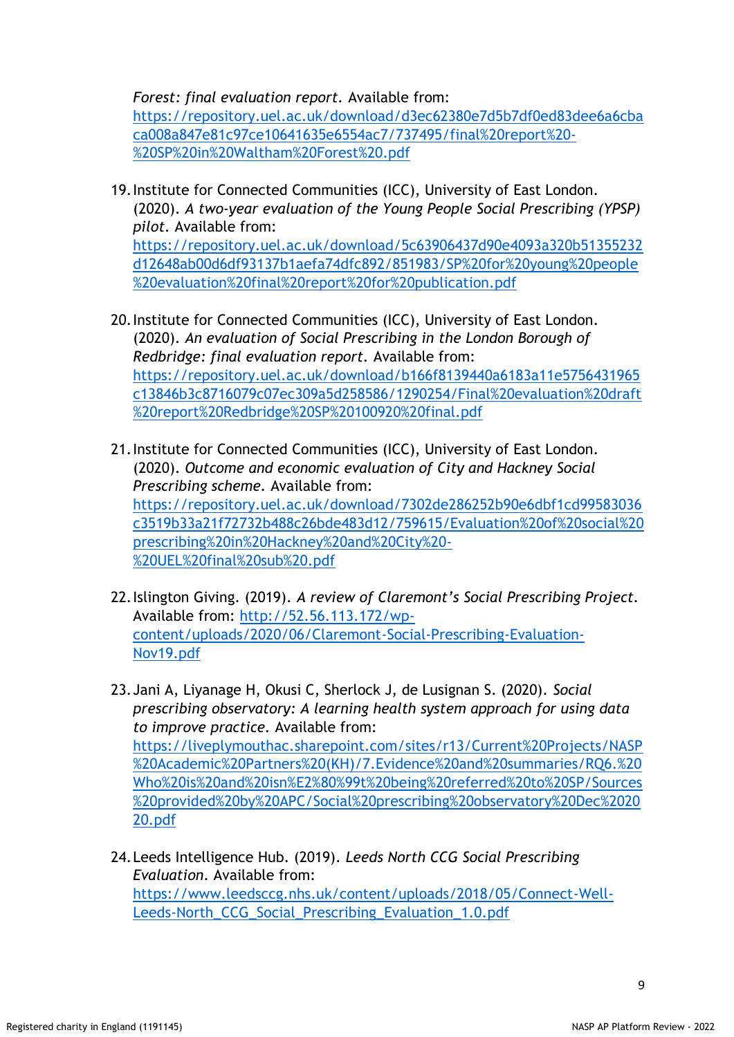*Forest: final evaluation report*. Available from: https://repository.uel.ac.uk/download/d3ec62380e7d5b7df0ed83dee6a6cbaca008a847e81c97ce10641635e6554ac7/737495/final%20report%20-%20SP%20in%20Waltham%20Forest%20.pdf

19. Institute for Connected Communities (ICC), University of East London. (2020). *A two-year evaluation of the Young People Social Prescribing (YPSP) pilot*. Available from: https://repository.uel.ac.uk/download/5c63906437d90e4093a320b51355232d12648ab00d6df93137b1aefa74dfc892/851983/SP%20for%20young%20people%20evaluation%20final%20report%20for%20publication.pdf

20. Institute for Connected Communities (ICC), University of East London. (2020). *An evaluation of Social Prescribing in the London Borough of Redbridge: final evaluation report*. Available from: https://repository.uel.ac.uk/download/b166f8139440a6183a11e5756431965c13846b3c8716079c07ec309a5d258586/1290254/Final%20evaluation%20draft%20report%20Redbridge%20SP%20100920%20final.pdf

21. Institute for Connected Communities (ICC), University of East London. (2020). *Outcome and economic evaluation of City and Hackney Social Prescribing scheme*. Available from: https://repository.uel.ac.uk/download/7302de286252b90e6dbf1cd99583036c3519b33a21f72732b488c26bde483d12/759615/Evaluation%20of%20social%20prescribing%20in%20Hackney%20and%20City%20-%20UEL%20final%20sub%20.pdf

22. Islington Giving. (2019). *A review of Claremont's Social Prescribing Project*. Available from: http://52.56.113.172/wp-content/uploads/2020/06/Claremont-Social-Prescribing-Evaluation-Nov19.pdf

23. Jani A, Liyanage H, Okusi C, Sherlock J, de Lusignan S. (2020). *Social prescribing observatory: A learning health system approach for using data to improve practice*. Available from: https://liveplymouthac.sharepoint.com/sites/r13/Current%20Projects/NASP%20Academic%20Partners%20(KH)/7.Evidence%20and%20summaries/RQ6.%20Who%20is%20and%20isn%E2%80%99t%20being%20referred%20to%20SP/Sources%20provided%20by%20APC/Social%20prescribing%20observatory%20Dec%202020.pdf

24. Leeds Intelligence Hub. (2019). *Leeds North CCG Social Prescribing Evaluation*. Available from: https://www.leedsccg.nhs.uk/content/uploads/2018/05/Connect-Well-Leeds-North_CCG_Social_Prescribing_Evaluation_1.0.pdf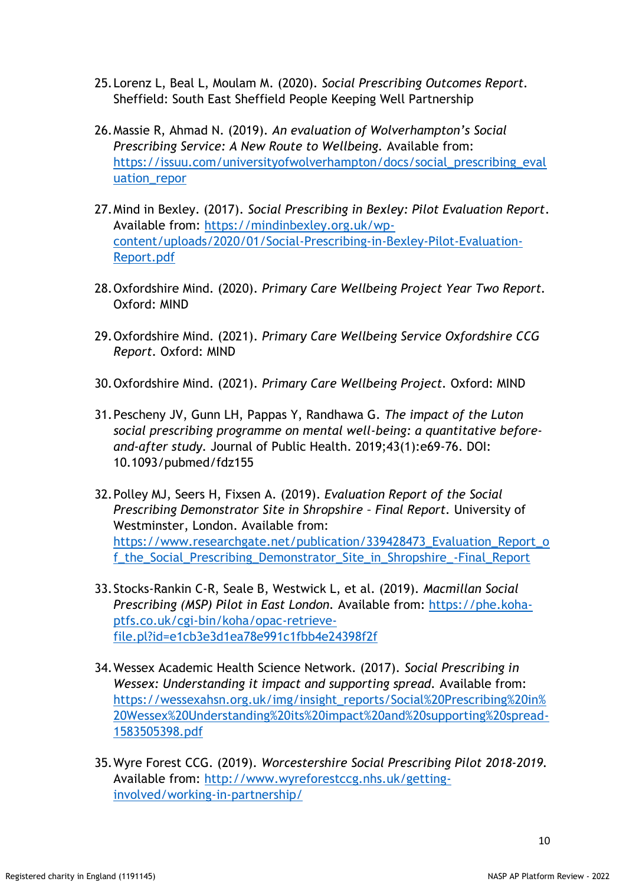25. Lorenz L, Beal L, Moulam M. (2020). *Social Prescribing Outcomes Report*. Sheffield: South East Sheffield People Keeping Well Partnership

26. Massie R, Ahmad N. (2019). *An evaluation of Wolverhampton's Social Prescribing Service: A New Route to Wellbeing*. Available from: https://issuu.com/universityofwolverhampton/docs/social_prescribing_evaluation_repor

27. Mind in Bexley. (2017). *Social Prescribing in Bexley: Pilot Evaluation Report*. Available from: https://mindinbexley.org.uk/wp-content/uploads/2020/01/Social-Prescribing-in-Bexley-Pilot-Evaluation-Report.pdf

28. Oxfordshire Mind. (2020). *Primary Care Wellbeing Project Year Two Report*. Oxford: MIND

29. Oxfordshire Mind. (2021). *Primary Care Wellbeing Service Oxfordshire CCG Report*. Oxford: MIND

30. Oxfordshire Mind. (2021). *Primary Care Wellbeing Project*. Oxford: MIND

31. Pescheny JV, Gunn LH, Pappas Y, Randhawa G. *The impact of the Luton social prescribing programme on mental well-being: a quantitative before-and-after study*. Journal of Public Health. 2019;43(1):e69-76. DOI: 10.1093/pubmed/fdz155

32. Polley MJ, Seers H, Fixsen A. (2019). *Evaluation Report of the Social Prescribing Demonstrator Site in Shropshire – Final Report*. University of Westminster, London. Available from: https://www.researchgate.net/publication/339428473_Evaluation_Report_of_the_Social_Prescribing_Demonstrator_Site_in_Shropshire_-Final_Report

33. Stocks-Rankin C-R, Seale B, Westwick L, et al. (2019). *Macmillan Social Prescribing (MSP) Pilot in East London*. Available from: https://phe.koha-ptfs.co.uk/cgi-bin/koha/opac-retrieve-file.pl?id=e1cb3e3d1ea78e991c1fbb4e24398f2f

34. Wessex Academic Health Science Network. (2017). *Social Prescribing in Wessex: Understanding it impact and supporting spread*. Available from: https://wessexahsn.org.uk/img/insight_reports/Social%20Prescribing%20in%20Wessex%20Understanding%20its%20impact%20and%20supporting%20spread-1583505398.pdf

35. Wyre Forest CCG. (2019). *Worcestershire Social Prescribing Pilot 2018-2019*. Available from: http://www.wyreforestccg.nhs.uk/getting-involved/working-in-partnership/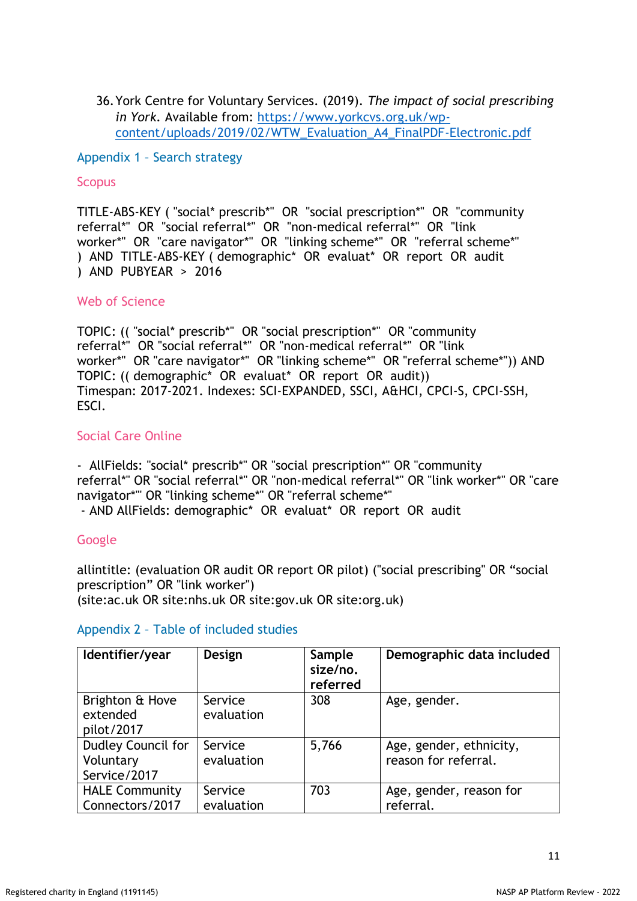36. York Centre for Voluntary Services. (2019). *The impact of social prescribing in York*. Available from: [https://www.yorkcvs.org.uk/wp-content/uploads/2019/02/WTW_Evaluation_A4_FinalPDF-Electronic.pdf](https://www.yorkcvs.org.uk/wp-content/uploads/2019/02/WTW_Evaluation_A4_FinalPDF-Electronic.pdf)

## Appendix 1 – Search strategy

### Scopus

TITLE-ABS-KEY ( "social* prescrib*" OR "social prescription*" OR "community referral*" OR "social referral*" OR "non-medical referral*" OR "link worker*" OR "care navigator*" OR "linking scheme*" OR "referral scheme*" ) AND TITLE-ABS-KEY ( demographic* OR evaluat* OR report OR audit ) AND PUBYEAR > 2016

### Web of Science

TOPIC: (( "social* prescrib*" OR "social prescription*" OR "community referral*" OR "social referral*" OR "non-medical referral*" OR "link worker*" OR "care navigator*" OR "linking scheme*" OR "referral scheme*")) AND TOPIC: (( demographic* OR evaluat* OR report OR audit))
Timespan: 2017-2021. Indexes: SCI-EXPANDED, SSCI, A&HCI, CPCI-S, CPCI-SSH, ESCI.

### Social Care Online

- AllFields: "social* prescrib*" OR "social prescription*" OR "community referral*" OR "social referral*" OR "non-medical referral*" OR "link worker*" OR "care navigator*" OR "linking scheme*" OR "referral scheme*"
- AND AllFields: demographic* OR evaluat* OR report OR audit

### Google

allintitle: (evaluation OR audit OR report OR pilot) ("social prescribing" OR "social prescription" OR "link worker")
(site:ac.uk OR site:nhs.uk OR site:gov.uk OR site:org.uk)

## Appendix 2 – Table of included studies

| Identifier/year | Design | Sample size/no. referred | Demographic data included |
|---|---|---|---|
| Brighton & Hove extended pilot/2017 | Service evaluation | 308 | Age, gender. |
| Dudley Council for Voluntary Service/2017 | Service evaluation | 5,766 | Age, gender, ethnicity, reason for referral. |
| HALE Community Connectors/2017 | Service evaluation | 703 | Age, gender, reason for referral. |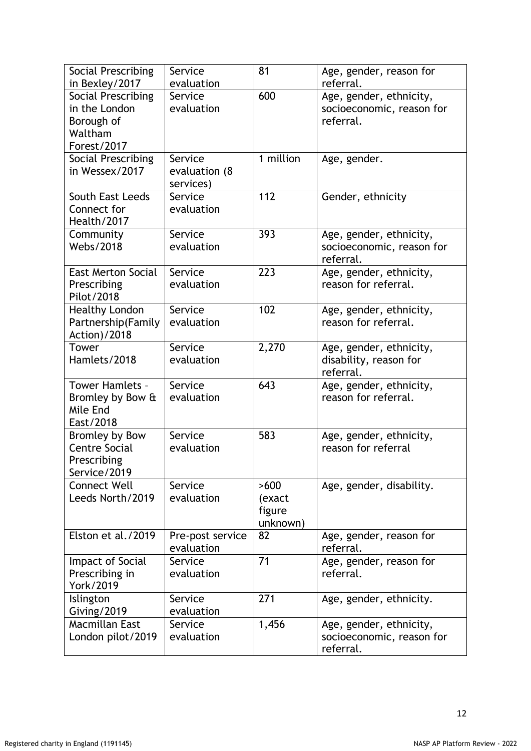| Social Prescribing in Bexley/2017 | Service evaluation | 81 | Age, gender, reason for referral. |
|---|---|---|---|
| Social Prescribing in the London Borough of Waltham Forest/2017 | Service evaluation | 600 | Age, gender, ethnicity, socioeconomic, reason for referral. |
| Social Prescribing in Wessex/2017 | Service evaluation (8 services) | 1 million | Age, gender. |
| South East Leeds Connect for Health/2017 | Service evaluation | 112 | Gender, ethnicity |
| Community Webs/2018 | Service evaluation | 393 | Age, gender, ethnicity, socioeconomic, reason for referral. |
| East Merton Social Prescribing Pilot/2018 | Service evaluation | 223 | Age, gender, ethnicity, reason for referral. |
| Healthy London Partnership(Family Action)/2018 | Service evaluation | 102 | Age, gender, ethnicity, reason for referral. |
| Tower Hamlets/2018 | Service evaluation | 2,270 | Age, gender, ethnicity, disability, reason for referral. |
| Tower Hamlets – Bromley by Bow & Mile End East/2018 | Service evaluation | 643 | Age, gender, ethnicity, reason for referral. |
| Bromley by Bow Centre Social Prescribing Service/2019 | Service evaluation | 583 | Age, gender, ethnicity, reason for referral |
| Connect Well Leeds North/2019 | Service evaluation | >600 (exact figure unknown) | Age, gender, disability. |
| Elston et al./2019 | Pre-post service evaluation | 82 | Age, gender, reason for referral. |
| Impact of Social Prescribing in York/2019 | Service evaluation | 71 | Age, gender, reason for referral. |
| Islington Giving/2019 | Service evaluation | 271 | Age, gender, ethnicity. |
| Macmillan East London pilot/2019 | Service evaluation | 1,456 | Age, gender, ethnicity, socioeconomic, reason for referral. |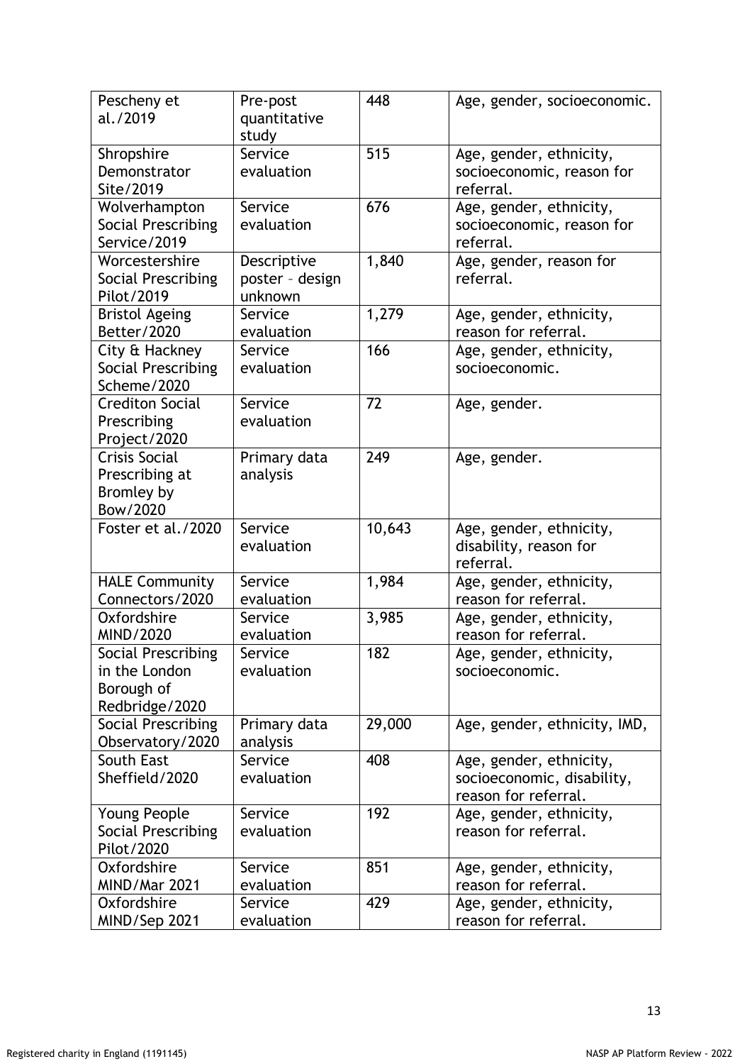| Pescheny et al./2019 | Pre-post quantitative study | 448 | Age, gender, socioeconomic. |
|---|---|---|---|
| Shropshire Demonstrator Site/2019 | Service evaluation | 515 | Age, gender, ethnicity, socioeconomic, reason for referral. |
| Wolverhampton Social Prescribing Service/2019 | Service evaluation | 676 | Age, gender, ethnicity, socioeconomic, reason for referral. |
| Worcestershire Social Prescribing Pilot/2019 | Descriptive poster – design unknown | 1,840 | Age, gender, reason for referral. |
| Bristol Ageing Better/2020 | Service evaluation | 1,279 | Age, gender, ethnicity, reason for referral. |
| City & Hackney Social Prescribing Scheme/2020 | Service evaluation | 166 | Age, gender, ethnicity, socioeconomic. |
| Crediton Social Prescribing Project/2020 | Service evaluation | 72 | Age, gender. |
| Crisis Social Prescribing at Bromley by Bow/2020 | Primary data analysis | 249 | Age, gender. |
| Foster et al./2020 | Service evaluation | 10,643 | Age, gender, ethnicity, disability, reason for referral. |
| HALE Community Connectors/2020 | Service evaluation | 1,984 | Age, gender, ethnicity, reason for referral. |
| Oxfordshire MIND/2020 | Service evaluation | 3,985 | Age, gender, ethnicity, reason for referral. |
| Social Prescribing in the London Borough of Redbridge/2020 | Service evaluation | 182 | Age, gender, ethnicity, socioeconomic. |
| Social Prescribing Observatory/2020 | Primary data analysis | 29,000 | Age, gender, ethnicity, IMD, |
| South East Sheffield/2020 | Service evaluation | 408 | Age, gender, ethnicity, socioeconomic, disability, reason for referral. |
| Young People Social Prescribing Pilot/2020 | Service evaluation | 192 | Age, gender, ethnicity, reason for referral. |
| Oxfordshire MIND/Mar 2021 | Service evaluation | 851 | Age, gender, ethnicity, reason for referral. |
| Oxfordshire MIND/Sep 2021 | Service evaluation | 429 | Age, gender, ethnicity, reason for referral. |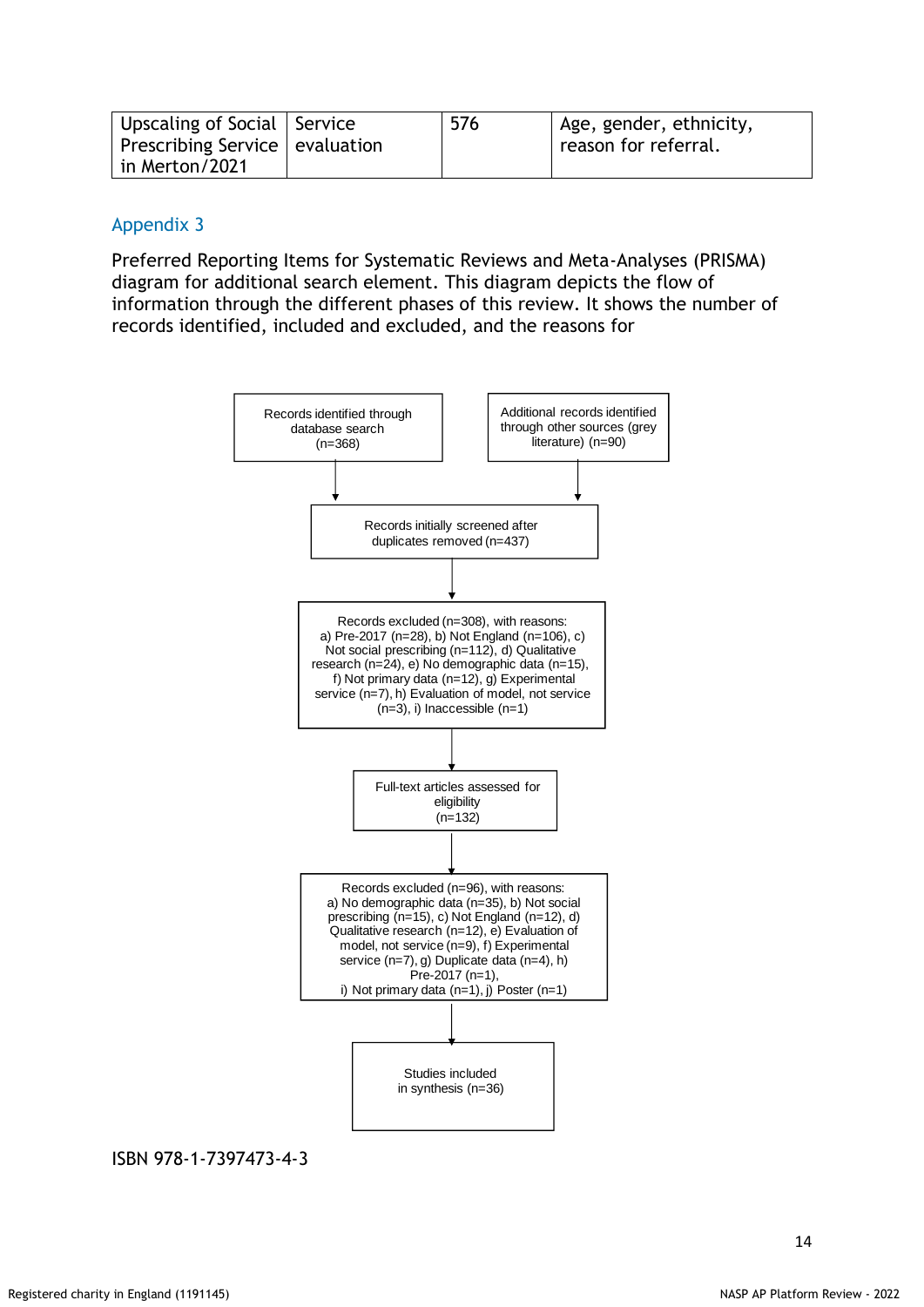| | | | |
|---|---|---|---|
| Upscaling of Social Prescribing Service in Merton/2021 | Service evaluation | 576 | Age, gender, ethnicity, reason for referral. |

## Appendix 3

Preferred Reporting Items for Systematic Reviews and Meta-Analyses (PRISMA) diagram for additional search element. This diagram depicts the flow of information through the different phases of this review. It shows the number of records identified, included and excluded, and the reasons for

Records identified through database search (n=368)

Additional records identified through other sources (grey literature) (n=90)

Records initially screened after duplicates removed (n=437)

Records excluded (n=308), with reasons: a) Pre-2017 (n=28), b) Not England (n=106), c) Not social prescribing (n=112), d) Qualitative research (n=24), e) No demographic data (n=15), f) Not primary data (n=12), g) Experimental service (n=7), h) Evaluation of model, not service (n=3), i) Inaccessible (n=1)

Full-text articles assessed for eligibility (n=132)

Records excluded (n=96), with reasons: a) No demographic data (n=35), b) Not social prescribing (n=15), c) Not England (n=12), d) Qualitative research (n=12), e) Evaluation of model, not service (n=9), f) Experimental service (n=7), g) Duplicate data (n=4), h) Pre-2017 (n=1), i) Not primary data (n=1), j) Poster (n=1)

Studies included in synthesis (n=36)

ISBN 978-1-7397473-4-3

Registered charity in England (1191145)